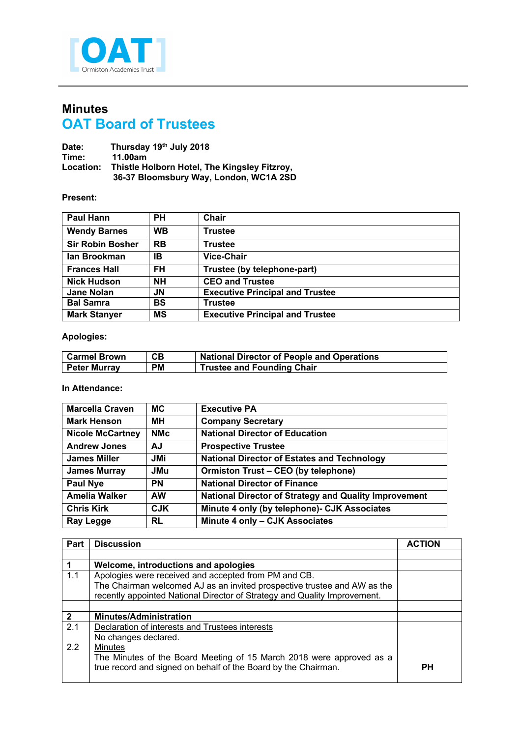# Minutes
## OAT Board of Trustees

**Date:** Thursday 19th July 2018
**Time:** 11.00am
**Location:** Thistle Holborn Hotel, The Kingsley Fitzroy, 36-37 Bloomsbury Way, London, WC1A 2SD

**Present:**

| | | |
|---|---|---|
| Paul Hann | PH | Chair |
| Wendy Barnes | WB | Trustee |
| Sir Robin Bosher | RB | Trustee |
| Ian Brookman | IB | Vice-Chair |
| Frances Hall | FH | Trustee (by telephone-part) |
| Nick Hudson | NH | CEO and Trustee |
| Jane Nolan | JN | Executive Principal and Trustee |
| Bal Samra | BS | Trustee |
| Mark Stanyer | MS | Executive Principal and Trustee |

**Apologies:**

| | | |
|---|---|---|
| Carmel Brown | CB | National Director of People and Operations |
| Peter Murray | PM | Trustee and Founding Chair |

**In Attendance:**

| | | |
|---|---|---|
| Marcella Craven | MC | Executive PA |
| Mark Henson | MH | Company Secretary |
| Nicole McCartney | NMc | National Director of Education |
| Andrew Jones | AJ | Prospective Trustee |
| James Miller | JMi | National Director of Estates and Technology |
| James Murray | JMu | Ormiston Trust – CEO (by telephone) |
| Paul Nye | PN | National Director of Finance |
| Amelia Walker | AW | National Director of Strategy and Quality Improvement |
| Chris Kirk | CJK | Minute 4 only (by telephone)- CJK Associates |
| Ray Legge | RL | Minute 4 only – CJK Associates |

| Part | Discussion | ACTION |
|---|---|---|
| | | |
| **1** | **Welcome, introductions and apologies** | |
| 1.1 | Apologies were received and accepted from PM and CB.<br>The Chairman welcomed AJ as an invited prospective trustee and AW as the recently appointed National Director of Strategy and Quality Improvement. | |
| | | |
| **2** | **Minutes/Administration** | |
| 2.1 | Declaration of interests and Trustees interests<br>No changes declared. | |
| 2.2 | Minutes<br>The Minutes of the Board Meeting of 15 March 2018 were approved as a true record and signed on behalf of the Board by the Chairman. | **PH** |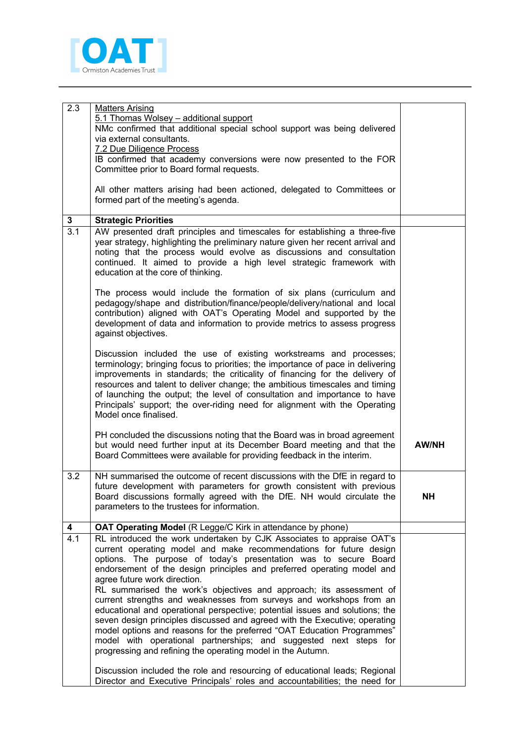| | | |
|---|---|---|
| 2.3 | <u>Matters Arising</u><br><u>5.1 Thomas Wolsey – additional support</u><br>NMc confirmed that additional special school support was being delivered via external consultants.<br><u>7.2 Due Diligence Process</u><br>IB confirmed that academy conversions were now presented to the FOR Committee prior to Board formal requests.<br><br>All other matters arising had been actioned, delegated to Committees or formed part of the meeting's agenda. | |
| **3** | **Strategic Priorities** | |
| 3.1 | AW presented draft principles and timescales for establishing a three-five year strategy, highlighting the preliminary nature given her recent arrival and noting that the process would evolve as discussions and consultation continued. It aimed to provide a high level strategic framework with education at the core of thinking.<br><br>The process would include the formation of six plans (curriculum and pedagogy/shape and distribution/finance/people/delivery/national and local contribution) aligned with OAT's Operating Model and supported by the development of data and information to provide metrics to assess progress against objectives.<br><br>Discussion included the use of existing workstreams and processes; terminology; bringing focus to priorities; the importance of pace in delivering improvements in standards; the criticality of financing for the delivery of resources and talent to deliver change; the ambitious timescales and timing of launching the output; the level of consultation and importance to have Principals' support; the over-riding need for alignment with the Operating Model once finalised.<br><br>PH concluded the discussions noting that the Board was in broad agreement but would need further input at its December Board meeting and that the Board Committees were available for providing feedback in the interim. | **AW/NH** |
| 3.2 | NH summarised the outcome of recent discussions with the DfE in regard to future development with parameters for growth consistent with previous Board discussions formally agreed with the DfE. NH would circulate the parameters to the trustees for information. | **NH** |
| **4** | **OAT Operating Model** (R Legge/C Kirk in attendance by phone) | |
| 4.1 | RL introduced the work undertaken by CJK Associates to appraise OAT's current operating model and make recommendations for future design options. The purpose of today's presentation was to secure Board endorsement of the design principles and preferred operating model and agree future work direction.<br>RL summarised the work's objectives and approach; its assessment of current strengths and weaknesses from surveys and workshops from an educational and operational perspective; potential issues and solutions; the seven design principles discussed and agreed with the Executive; operating model options and reasons for the preferred "OAT Education Programmes" model with operational partnerships; and suggested next steps for progressing and refining the operating model in the Autumn.<br><br>Discussion included the role and resourcing of educational leads; Regional Director and Executive Principals' roles and accountabilities; the need for | |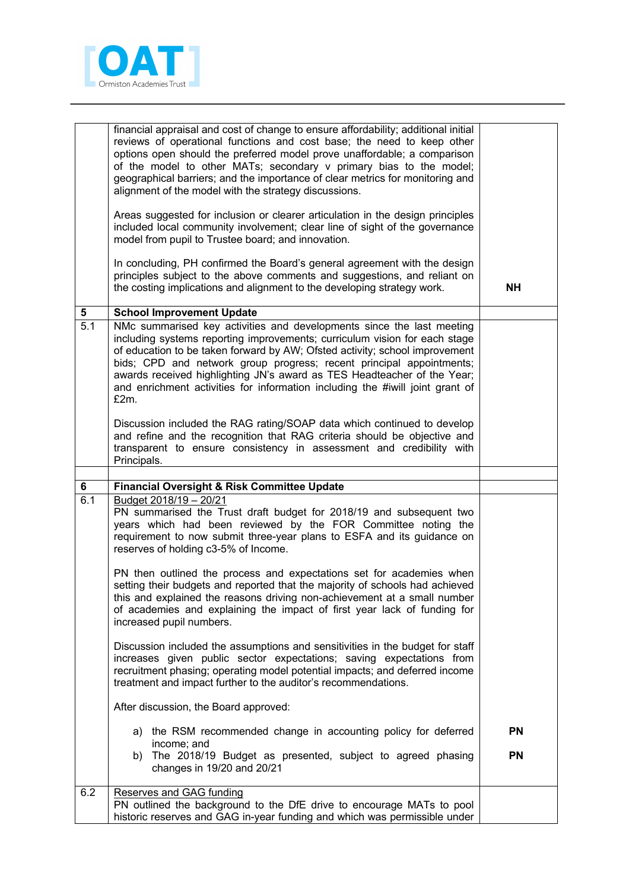| | | |
|---|---|---|
| | financial appraisal and cost of change to ensure affordability; additional initial reviews of operational functions and cost base; the need to keep other options open should the preferred model prove unaffordable; a comparison of the model to other MATs; secondary v primary bias to the model; geographical barriers; and the importance of clear metrics for monitoring and alignment of the model with the strategy discussions.<br><br>Areas suggested for inclusion or clearer articulation in the design principles included local community involvement; clear line of sight of the governance model from pupil to Trustee board; and innovation.<br><br>In concluding, PH confirmed the Board's general agreement with the design principles subject to the above comments and suggestions, and reliant on the costing implications and alignment to the developing strategy work. | **NH** |
| **5** | **School Improvement Update** | |
| 5.1 | NMc summarised key activities and developments since the last meeting including systems reporting improvements; curriculum vision for each stage of education to be taken forward by AW; Ofsted activity; school improvement bids; CPD and network group progress; recent principal appointments; awards received highlighting JN's award as TES Headteacher of the Year; and enrichment activities for information including the #iwill joint grant of £2m.<br><br>Discussion included the RAG rating/SOAP data which continued to develop and refine and the recognition that RAG criteria should be objective and transparent to ensure consistency in assessment and credibility with Principals. | |
| | | |
| **6** | **Financial Oversight & Risk Committee Update** | |
| 6.1 | <u>Budget 2018/19 – 20/21</u><br>PN summarised the Trust draft budget for 2018/19 and subsequent two years which had been reviewed by the FOR Committee noting the requirement to now submit three-year plans to ESFA and its guidance on reserves of holding c3-5% of Income.<br><br>PN then outlined the process and expectations set for academies when setting their budgets and reported that the majority of schools had achieved this and explained the reasons driving non-achievement at a small number of academies and explaining the impact of first year lack of funding for increased pupil numbers.<br><br>Discussion included the assumptions and sensitivities in the budget for staff increases given public sector expectations; saving expectations from recruitment phasing; operating model potential impacts; and deferred income treatment and impact further to the auditor's recommendations.<br><br>After discussion, the Board approved:<br><br>a) the RSM recommended change in accounting policy for deferred income; and<br>b) The 2018/19 Budget as presented, subject to agreed phasing changes in 19/20 and 20/21 | **PN**<br><br>**PN** |
| 6.2 | <u>Reserves and GAG funding</u><br>PN outlined the background to the DfE drive to encourage MATs to pool historic reserves and GAG in-year funding and which was permissible under | |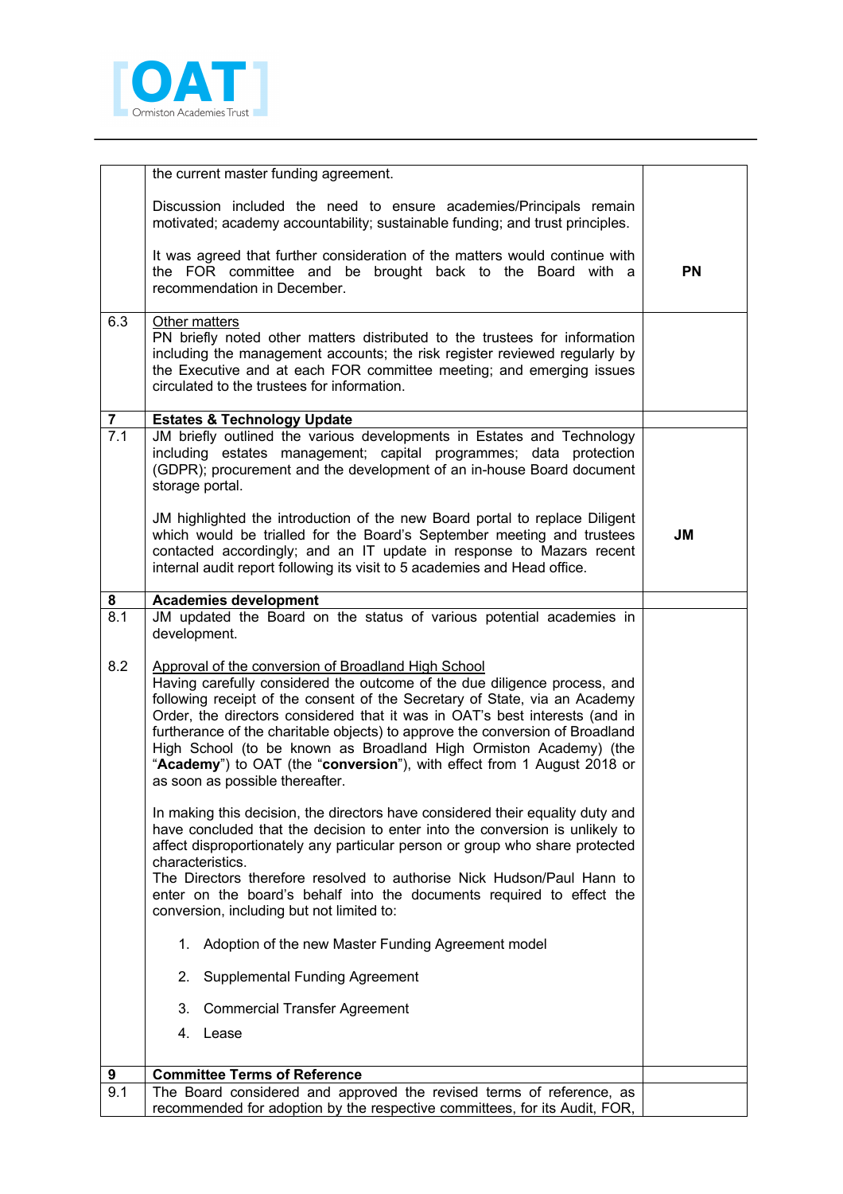| | | |
|---|---|---|
| | the current master funding agreement.<br><br>Discussion included the need to ensure academies/Principals remain motivated; academy accountability; sustainable funding; and trust principles.<br><br>It was agreed that further consideration of the matters would continue with the FOR committee and be brought back to the Board with a recommendation in December. | **PN** |
| 6.3 | Other matters<br>PN briefly noted other matters distributed to the trustees for information including the management accounts; the risk register reviewed regularly by the Executive and at each FOR committee meeting; and emerging issues circulated to the trustees for information. | |
| **7** | **Estates & Technology Update** | |
| 7.1 | JM briefly outlined the various developments in Estates and Technology including estates management; capital programmes; data protection (GDPR); procurement and the development of an in-house Board document storage portal.<br><br>JM highlighted the introduction of the new Board portal to replace Diligent which would be trialled for the Board's September meeting and trustees contacted accordingly; and an IT update in response to Mazars recent internal audit report following its visit to 5 academies and Head office. | **JM** |
| **8** | **Academies development** | |
| 8.1<br><br><br>8.2 | JM updated the Board on the status of various potential academies in development.<br><br>Approval of the conversion of Broadland High School<br>Having carefully considered the outcome of the due diligence process, and following receipt of the consent of the Secretary of State, via an Academy Order, the directors considered that it was in OAT's best interests (and in furtherance of the charitable objects) to approve the conversion of Broadland High School (to be known as Broadland High Ormiston Academy) (the "**Academy**") to OAT (the "**conversion**"), with effect from 1 August 2018 or as soon as possible thereafter.<br><br>In making this decision, the directors have considered their equality duty and have concluded that the decision to enter into the conversion is unlikely to affect disproportionately any particular person or group who share protected characteristics.<br>The Directors therefore resolved to authorise Nick Hudson/Paul Hann to enter on the board's behalf into the documents required to effect the conversion, including but not limited to:<br><br>1. Adoption of the new Master Funding Agreement model<br>2. Supplemental Funding Agreement<br>3. Commercial Transfer Agreement<br>4. Lease | |
| **9** | **Committee Terms of Reference** | |
| 9.1 | The Board considered and approved the revised terms of reference, as recommended for adoption by the respective committees, for its Audit, FOR, | |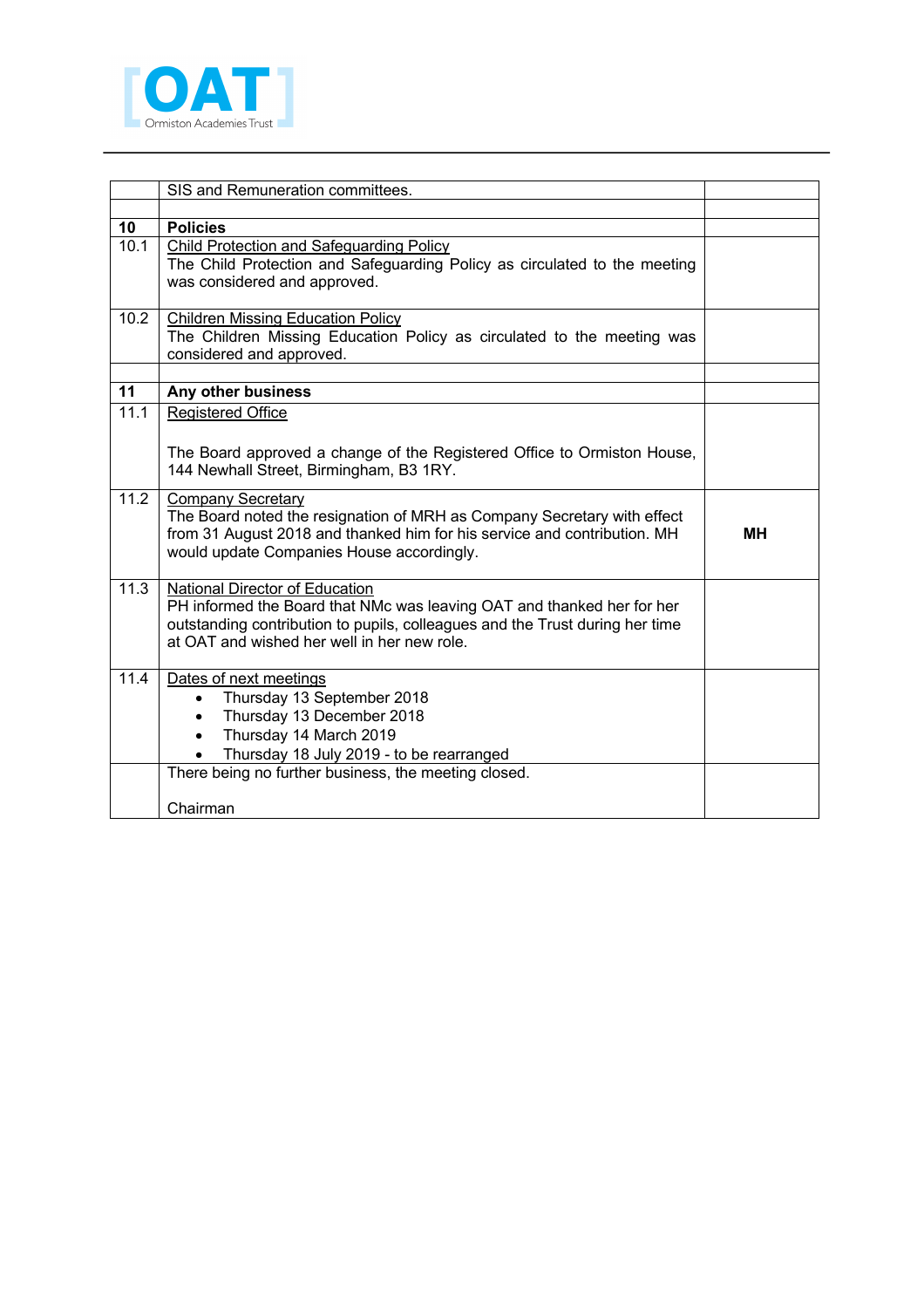| | | |
|---|---|---|
| | SIS and Remuneration committees. | |
| | | |
| **10** | **Policies** | |
| 10.1 | Child Protection and Safeguarding Policy<br>The Child Protection and Safeguarding Policy as circulated to the meeting was considered and approved. | |
| 10.2 | Children Missing Education Policy<br>The Children Missing Education Policy as circulated to the meeting was considered and approved. | |
| | | |
| **11** | **Any other business** | |
| 11.1 | Registered Office<br><br>The Board approved a change of the Registered Office to Ormiston House, 144 Newhall Street, Birmingham, B3 1RY. | |
| 11.2 | Company Secretary<br>The Board noted the resignation of MRH as Company Secretary with effect from 31 August 2018 and thanked him for his service and contribution. MH would update Companies House accordingly. | **MH** |
| 11.3 | National Director of Education<br>PH informed the Board that NMc was leaving OAT and thanked her for her outstanding contribution to pupils, colleagues and the Trust during her time at OAT and wished her well in her new role. | |
| 11.4 | Dates of next meetings<br>• Thursday 13 September 2018<br>• Thursday 13 December 2018<br>• Thursday 14 March 2019<br>• Thursday 18 July 2019 - to be rearranged | |
| | There being no further business, the meeting closed.<br><br>Chairman | |